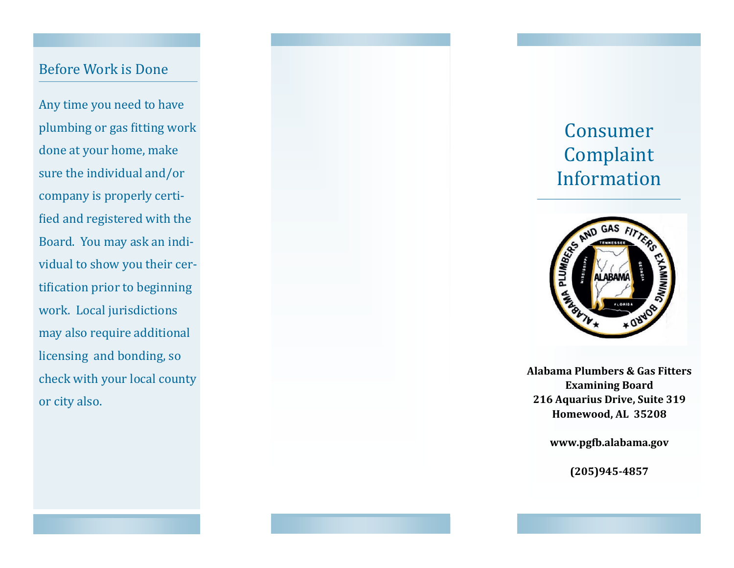## Before Work is Done

Any time you need to have plumbing or gas fitting work done at your home, make sure the individual and/or company is properly certified and registered with the Board. You may ask an individual to show you their certification prior to beginning work. Local jurisdictions may also require additional licensing and bonding, so check with your local county or city also.

# Consumer Complaint Information

**Alabama Plumbers & Gas Fitters Examining Board**
**216 Aquarius Drive, Suite 319**
**Homewood, AL 35208**

**www.pgfb.alabama.gov**

**(205)945-4857**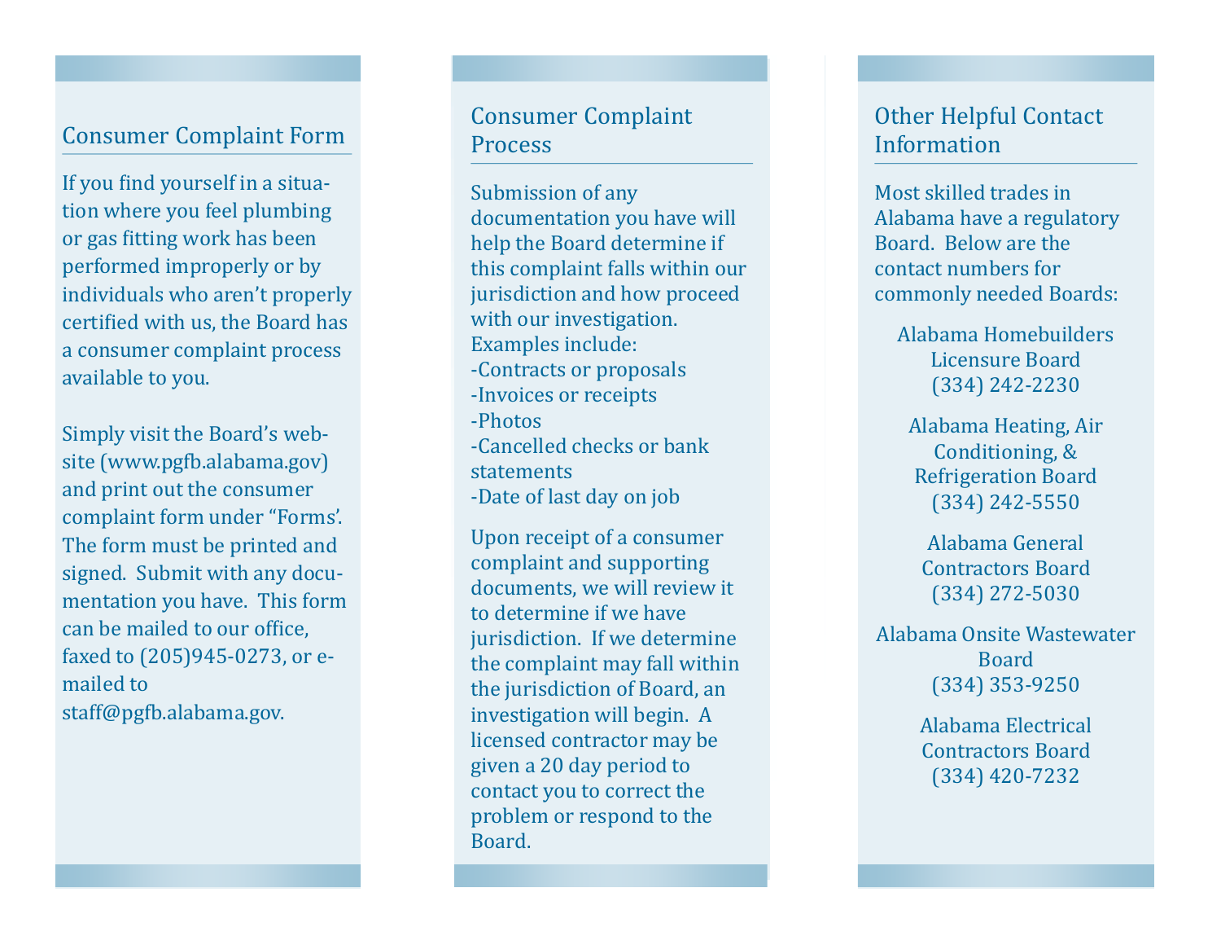## Consumer Complaint Form

If you find yourself in a situation where you feel plumbing or gas fitting work has been performed improperly or by individuals who aren't properly certified with us, the Board has a consumer complaint process available to you.

Simply visit the Board's website (www.pgfb.alabama.gov) and print out the consumer complaint form under "Forms". The form must be printed and signed. Submit with any documentation you have. This form can be mailed to our office, faxed to (205)945-0273, or e-mailed to staff@pgfb.alabama.gov.

## Consumer Complaint Process

Submission of any documentation you have will help the Board determine if this complaint falls within our jurisdiction and how proceed with our investigation. Examples include:

- Contracts or proposals
- Invoices or receipts
- Photos
- Cancelled checks or bank statements
- Date of last day on job

Upon receipt of a consumer complaint and supporting documents, we will review it to determine if we have jurisdiction. If we determine the complaint may fall within the jurisdiction of Board, an investigation will begin. A licensed contractor may be given a 20 day period to contact you to correct the problem or respond to the Board.

## Other Helpful Contact Information

Most skilled trades in Alabama have a regulatory Board. Below are the contact numbers for commonly needed Boards:

Alabama Homebuilders Licensure Board
(334) 242-2230

Alabama Heating, Air Conditioning, & Refrigeration Board
(334) 242-5550

Alabama General Contractors Board
(334) 272-5030

Alabama Onsite Wastewater Board
(334) 353-9250

Alabama Electrical Contractors Board
(334) 420-7232